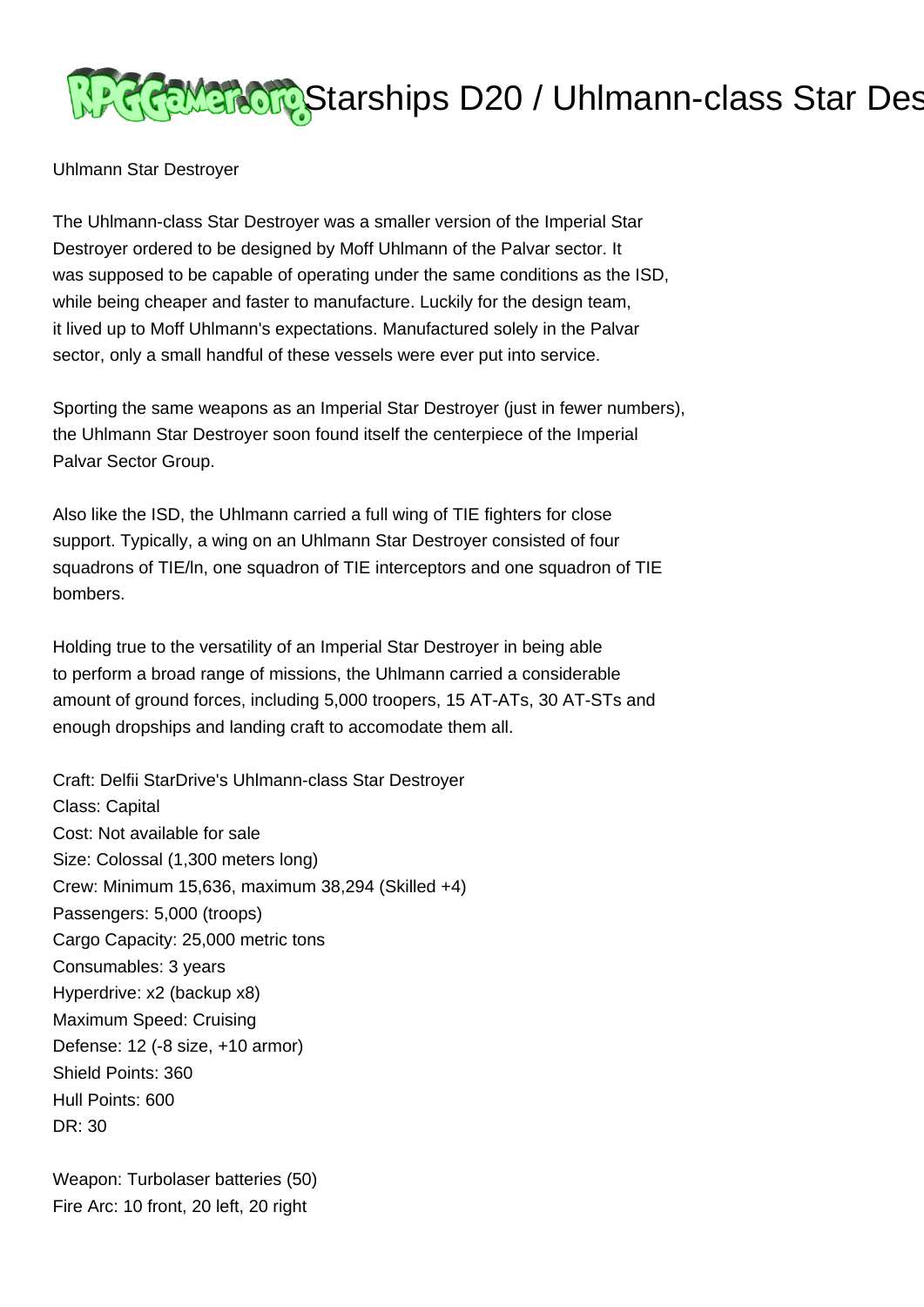# Starships D20 / Uhlmann-class Star Des

Uhlmann Star Destroyer

The Uhlmann-class Star Destroyer was a smaller version of the Imperial Star Destroyer ordered to be designed by Moff Uhlmann of the Palvar sector. It was supposed to be capable of operating under the same conditions as the ISD, while being cheaper and faster to manufacture. Luckily for the design team, it lived up to Moff Uhlmann's expectations. Manufactured solely in the Palvar sector, only a small handful of these vessels were ever put into service.

Sporting the same weapons as an Imperial Star Destroyer (just in fewer numbers), the Uhlmann Star Destroyer soon found itself the centerpiece of the Imperial Palvar Sector Group.

Also like the ISD, the Uhlmann carried a full wing of TIE fighters for close support. Typically, a wing on an Uhlmann Star Destroyer consisted of four squadrons of TIE/ln, one squadron of TIE interceptors and one squadron of TIE bombers.

Holding true to the versatility of an Imperial Star Destroyer in being able to perform a broad range of missions, the Uhlmann carried a considerable amount of ground forces, including 5,000 troopers, 15 AT-ATs, 30 AT-STs and enough dropships and landing craft to accomodate them all.

Craft: Delfii StarDrive's Uhlmann-class Star Destroyer
Class: Capital
Cost: Not available for sale
Size: Colossal (1,300 meters long)
Crew: Minimum 15,636, maximum 38,294 (Skilled +4)
Passengers: 5,000 (troops)
Cargo Capacity: 25,000 metric tons
Consumables: 3 years
Hyperdrive: x2 (backup x8)
Maximum Speed: Cruising
Defense: 12 (-8 size, +10 armor)
Shield Points: 360
Hull Points: 600
DR: 30

Weapon: Turbolaser batteries (50)
Fire Arc: 10 front, 20 left, 20 right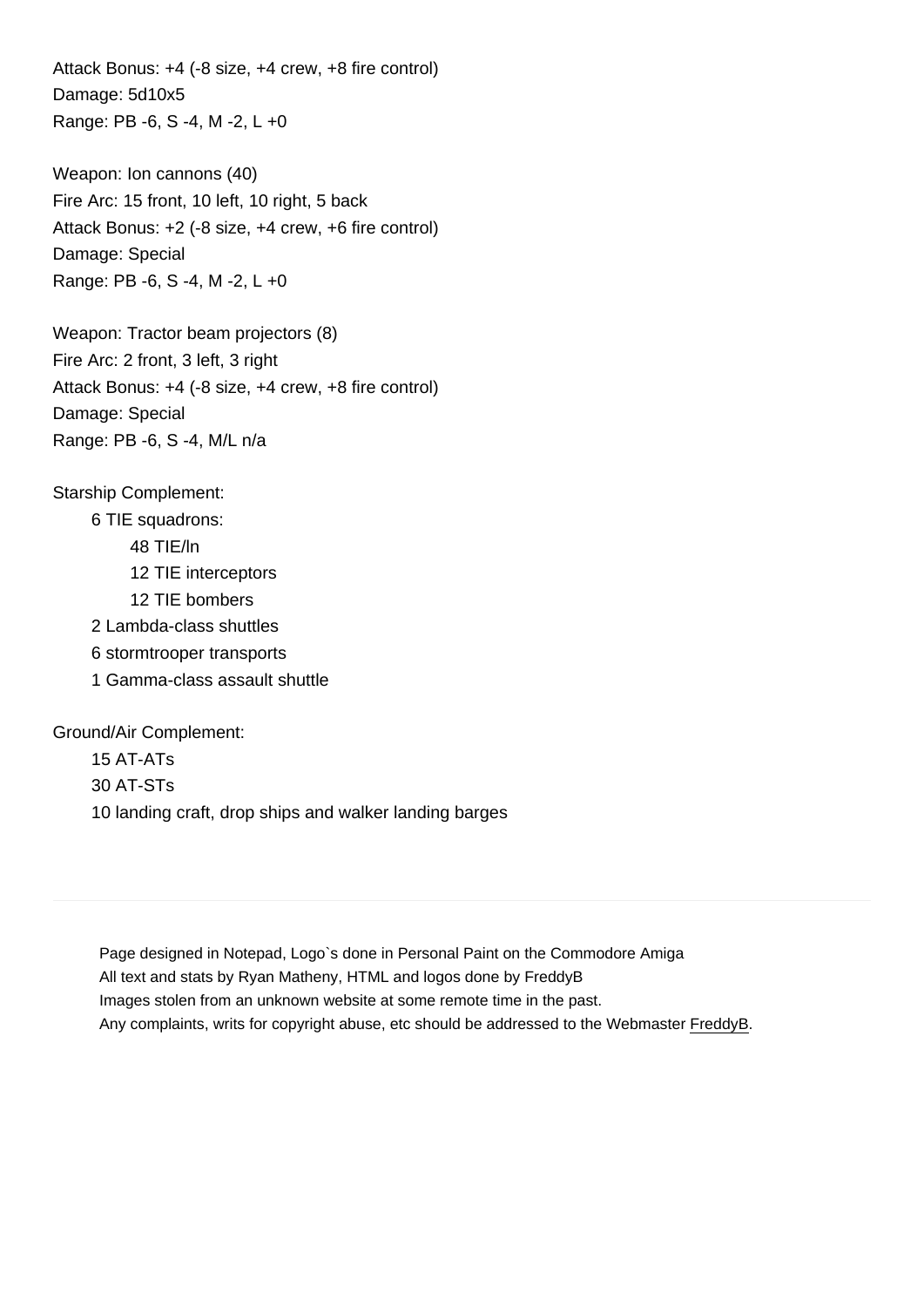Attack Bonus: +4 (-8 size, +4 crew, +8 fire control)
Damage: 5d10x5
Range: PB -6, S -4, M -2, L +0

Weapon: Ion cannons (40)
Fire Arc: 15 front, 10 left, 10 right, 5 back
Attack Bonus: +2 (-8 size, +4 crew, +6 fire control)
Damage: Special
Range: PB -6, S -4, M -2, L +0

Weapon: Tractor beam projectors (8)
Fire Arc: 2 front, 3 left, 3 right
Attack Bonus: +4 (-8 size, +4 crew, +8 fire control)
Damage: Special
Range: PB -6, S -4, M/L n/a

Starship Complement:

- 6 TIE squadrons:
  - 48 TIE/ln
  - 12 TIE interceptors
  - 12 TIE bombers
- 2 Lambda-class shuttles
- 6 stormtrooper transports
- 1 Gamma-class assault shuttle

Ground/Air Complement:

- 15 AT-ATs
- 30 AT-STs
- 10 landing craft, drop ships and walker landing barges

---

Page designed in Notepad, Logo`s done in Personal Paint on the Commodore Amiga
All text and stats by Ryan Matheny, HTML and logos done by FreddyB
Images stolen from an unknown website at some remote time in the past.
Any complaints, writs for copyright abuse, etc should be addressed to the Webmaster FreddyB.